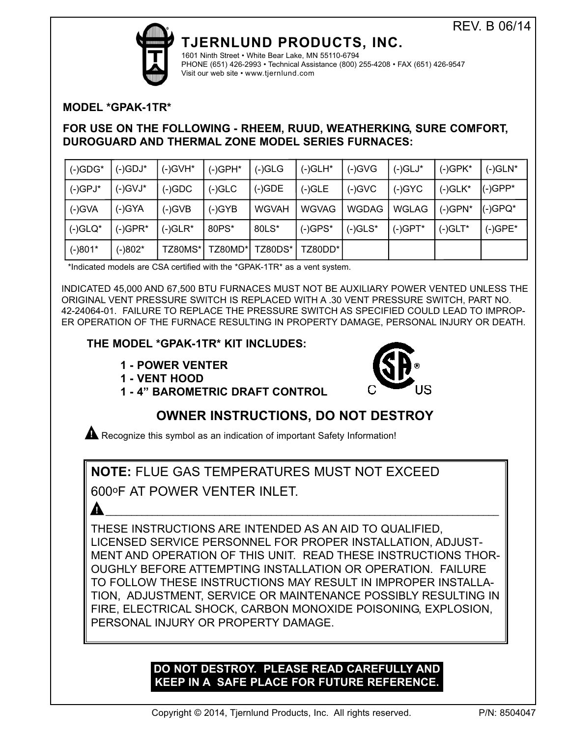REV. B 06/14

# TJERNLUND PRODUCTS, INC.

1601 Ninth Street • White Bear Lake, MN 55110-6794
PHONE (651) 426-2993 • Technical Assistance (800) 255-4208 • FAX (651) 426-9547
Visit our web site • www.tjernlund.com

**MODEL *GPAK-1TR***

**FOR USE ON THE FOLLOWING - RHEEM, RUUD, WEATHERKING, SURE COMFORT, DUROGUARD AND THERMAL ZONE MODEL SERIES FURNACES:**

| | | | | | | | | | |
|---|---|---|---|---|---|---|---|---|---|
| (-)GDG* | (-)GDJ* | (-)GVH* | (-)GPH* | (-)GLG | (-)GLH* | (-)GVG | (-)GLJ* | (-)GPK* | (-)GLN* |
| (-)GPJ* | (-)GVJ* | (-)GDC | (-)GLC | (-)GDE | (-)GLE | (-)GVC | (-)GYC | (-)GLK* | (-)GPP* |
| (-)GVA | (-)GYA | (-)GVB | (-)GYB | WGVAH | WGVAG | WGDAG | WGLAG | (-)GPN* | (-)GPQ* |
| (-)GLQ* | (-)GPR* | (-)GLR* | 80PS* | 80LS* | (-)GPS* | (-)GLS* | (-)GPT* | (-)GLT* | (-)GPE* |
| (-)801* | (-)802* | TZ80MS* | TZ80MD* | TZ80DS* | TZ80DD* | | | | |

*Indicated models are CSA certified with the *GPAK-1TR* as a vent system.

INDICATED 45,000 AND 67,500 BTU FURNACES MUST NOT BE AUXILIARY POWER VENTED UNLESS THE ORIGINAL VENT PRESSURE SWITCH IS REPLACED WITH A .30 VENT PRESSURE SWITCH, PART NO. 42-24064-01. FAILURE TO REPLACE THE PRESSURE SWITCH AS SPECIFIED COULD LEAD TO IMPROPER OPERATION OF THE FURNACE RESULTING IN PROPERTY DAMAGE, PERSONAL INJURY OR DEATH.

**THE MODEL *GPAK-1TR* KIT INCLUDES:**

- **1 - POWER VENTER**
- **1 - VENT HOOD**
- **1 - 4" BAROMETRIC DRAFT CONTROL**

## OWNER INSTRUCTIONS, DO NOT DESTROY

⚠ Recognize this symbol as an indication of important Safety Information!

**NOTE:** FLUE GAS TEMPERATURES MUST NOT EXCEED 600°F AT POWER VENTER INLET.

⚠

THESE INSTRUCTIONS ARE INTENDED AS AN AID TO QUALIFIED, LICENSED SERVICE PERSONNEL FOR PROPER INSTALLATION, ADJUSTMENT AND OPERATION OF THIS UNIT. READ THESE INSTRUCTIONS THOROUGHLY BEFORE ATTEMPTING INSTALLATION OR OPERATION. FAILURE TO FOLLOW THESE INSTRUCTIONS MAY RESULT IN IMPROPER INSTALLATION, ADJUSTMENT, SERVICE OR MAINTENANCE POSSIBLY RESULTING IN FIRE, ELECTRICAL SHOCK, CARBON MONOXIDE POISONING, EXPLOSION, PERSONAL INJURY OR PROPERTY DAMAGE.

**DO NOT DESTROY. PLEASE READ CAREFULLY AND KEEP IN A SAFE PLACE FOR FUTURE REFERENCE.**

Copyright © 2014, Tjernlund Products, Inc. All rights reserved. P/N: 8504047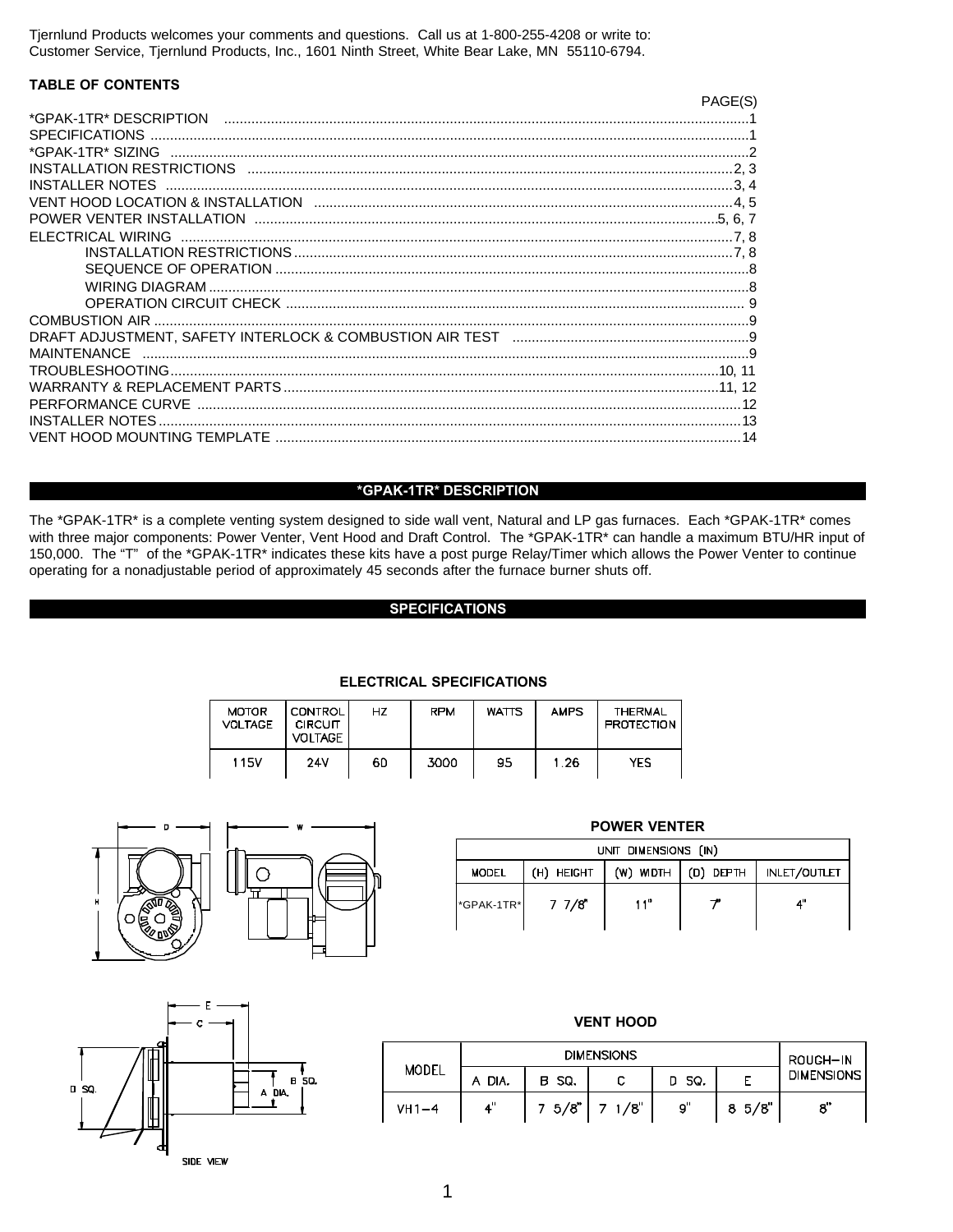Tjernlund Products welcomes your comments and questions. Call us at 1-800-255-4208 or write to:
Customer Service, Tjernlund Products, Inc., 1601 Ninth Street, White Bear Lake, MN 55110-6794.

**TABLE OF CONTENTS**

| | PAGE(S) |
|---|---|
| *GPAK-1TR* DESCRIPTION | 1 |
| SPECIFICATIONS | 1 |
| *GPAK-1TR* SIZING | 2 |
| INSTALLATION RESTRICTIONS | 2, 3 |
| INSTALLER NOTES | 3, 4 |
| VENT HOOD LOCATION & INSTALLATION | 4, 5 |
| POWER VENTER INSTALLATION | 5, 6, 7 |
| ELECTRICAL WIRING | 7, 8 |
| INSTALLATION RESTRICTIONS | 7, 8 |
| SEQUENCE OF OPERATION | 8 |
| WIRING DIAGRAM | 8 |
| OPERATION CIRCUIT CHECK | 9 |
| COMBUSTION AIR | 9 |
| DRAFT ADJUSTMENT, SAFETY INTERLOCK & COMBUSTION AIR TEST | 9 |
| MAINTENANCE | 9 |
| TROUBLESHOOTING | 10, 11 |
| WARRANTY & REPLACEMENT PARTS | 11, 12 |
| PERFORMANCE CURVE | 12 |
| INSTALLER NOTES | 13 |
| VENT HOOD MOUNTING TEMPLATE | 14 |

## *GPAK-1TR* DESCRIPTION

The *GPAK-1TR* is a complete venting system designed to side wall vent, Natural and LP gas furnaces. Each *GPAK-1TR* comes with three major components: Power Venter, Vent Hood and Draft Control. The *GPAK-1TR* can handle a maximum BTU/HR input of 150,000. The "T" of the *GPAK-1TR* indicates these kits have a post purge Relay/Timer which allows the Power Venter to continue operating for a nonadjustable period of approximately 45 seconds after the furnace burner shuts off.

## SPECIFICATIONS

### ELECTRICAL SPECIFICATIONS

| MOTOR VOLTAGE | CONTROL CIRCUIT VOLTAGE | HZ | RPM | WATTS | AMPS | THERMAL PROTECTION |
|---|---|---|---|---|---|---|
| 115V | 24V | 60 | 3000 | 95 | 1.26 | YES |

### POWER VENTER

| MODEL | UNIT DIMENSIONS (IN) | | | |
|---|---|---|---|---|
| | (H) HEIGHT | (W) WIDTH | (D) DEPTH | INLET/OUTLET |
| *GPAK-1TR* | 7 7/8" | 11" | 7" | 4" |

### VENT HOOD

| MODEL | DIMENSIONS | | | | | ROUGH-IN DIMENSIONS |
|---|---|---|---|---|---|---|
| | A DIA. | B SQ. | C | D SQ. | E | |
| VH1-4 | 4" | 7 5/8" | 7 1/8" | 9" | 8 5/8" | 8" |

SIDE VIEW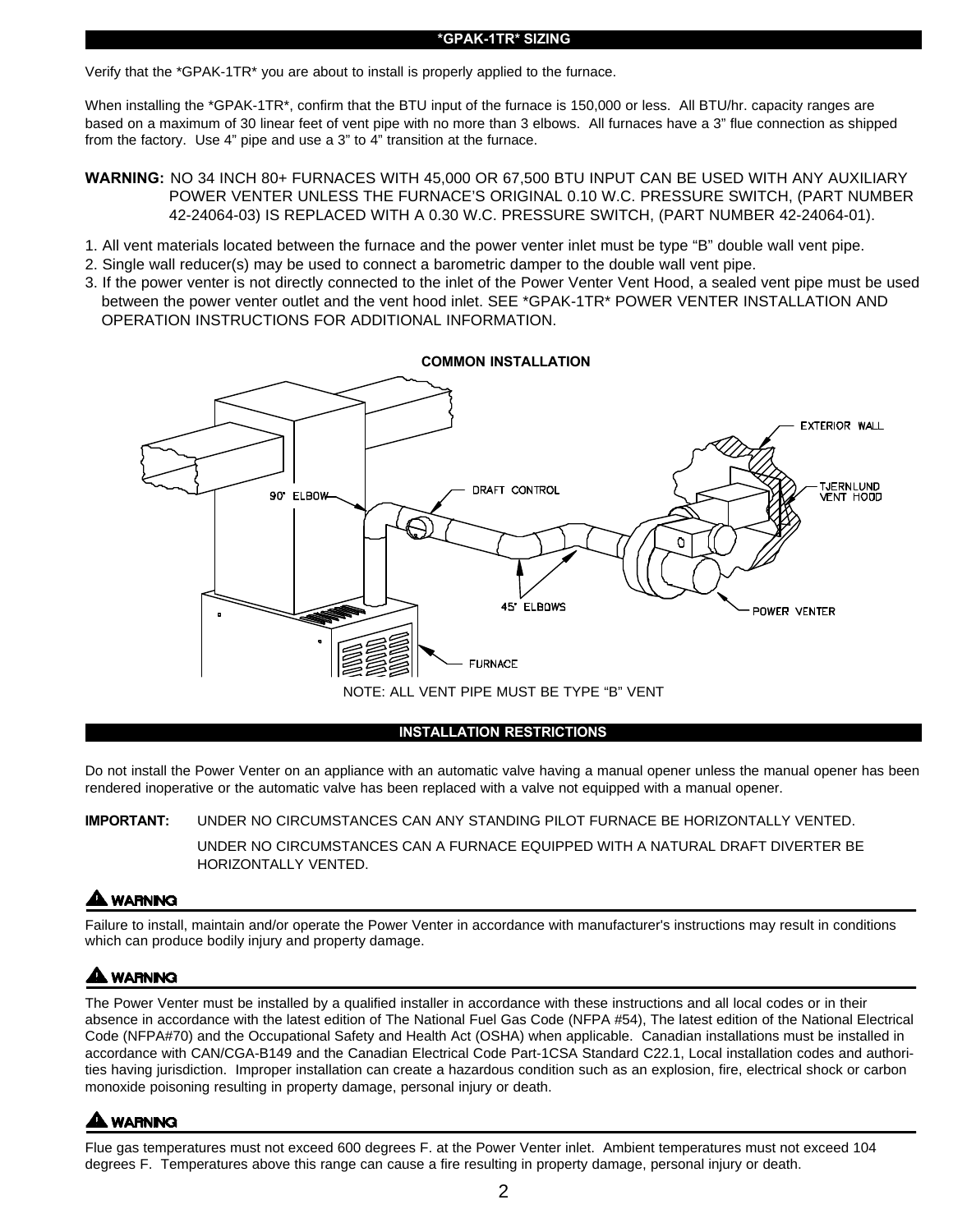## *GPAK-1TR* SIZING

Verify that the *GPAK-1TR* you are about to install is properly applied to the furnace.

When installing the *GPAK-1TR*, confirm that the BTU input of the furnace is 150,000 or less. All BTU/hr. capacity ranges are based on a maximum of 30 linear feet of vent pipe with no more than 3 elbows. All furnaces have a 3" flue connection as shipped from the factory. Use 4" pipe and use a 3" to 4" transition at the furnace.

**WARNING:** NO 34 INCH 80+ FURNACES WITH 45,000 OR 67,500 BTU INPUT CAN BE USED WITH ANY AUXILIARY POWER VENTER UNLESS THE FURNACE'S ORIGINAL 0.10 W.C. PRESSURE SWITCH, (PART NUMBER 42-24064-03) IS REPLACED WITH A 0.30 W.C. PRESSURE SWITCH, (PART NUMBER 42-24064-01).

1. All vent materials located between the furnace and the power venter inlet must be type "B" double wall vent pipe.
2. Single wall reducer(s) may be used to connect a barometric damper to the double wall vent pipe.
3. If the power venter is not directly connected to the inlet of the Power Venter Vent Hood, a sealed vent pipe must be used between the power venter outlet and the vent hood inlet. SEE *GPAK-1TR* POWER VENTER INSTALLATION AND OPERATION INSTRUCTIONS FOR ADDITIONAL INFORMATION.

**COMMON INSTALLATION**

90° ELBOW — DRAFT CONTROL — 45° ELBOWS — EXTERIOR WALL — TJERNLUND VENT HOOD — POWER VENTER — FURNACE

NOTE: ALL VENT PIPE MUST BE TYPE "B" VENT

## INSTALLATION RESTRICTIONS

Do not install the Power Venter on an appliance with an automatic valve having a manual opener unless the manual opener has been rendered inoperative or the automatic valve has been replaced with a valve not equipped with a manual opener.

**IMPORTANT:** UNDER NO CIRCUMSTANCES CAN ANY STANDING PILOT FURNACE BE HORIZONTALLY VENTED.

UNDER NO CIRCUMSTANCES CAN A FURNACE EQUIPPED WITH A NATURAL DRAFT DIVERTER BE HORIZONTALLY VENTED.

**⚠ WARNING**

Failure to install, maintain and/or operate the Power Venter in accordance with manufacturer's instructions may result in conditions which can produce bodily injury and property damage.

**⚠ WARNING**

The Power Venter must be installed by a qualified installer in accordance with these instructions and all local codes or in their absence in accordance with the latest edition of The National Fuel Gas Code (NFPA #54), The latest edition of the National Electrical Code (NFPA#70) and the Occupational Safety and Health Act (OSHA) when applicable. Canadian installations must be installed in accordance with CAN/CGA-B149 and the Canadian Electrical Code Part-1CSA Standard C22.1, Local installation codes and authorities having jurisdiction. Improper installation can create a hazardous condition such as an explosion, fire, electrical shock or carbon monoxide poisoning resulting in property damage, personal injury or death.

**⚠ WARNING**

Flue gas temperatures must not exceed 600 degrees F. at the Power Venter inlet. Ambient temperatures must not exceed 104 degrees F. Temperatures above this range can cause a fire resulting in property damage, personal injury or death.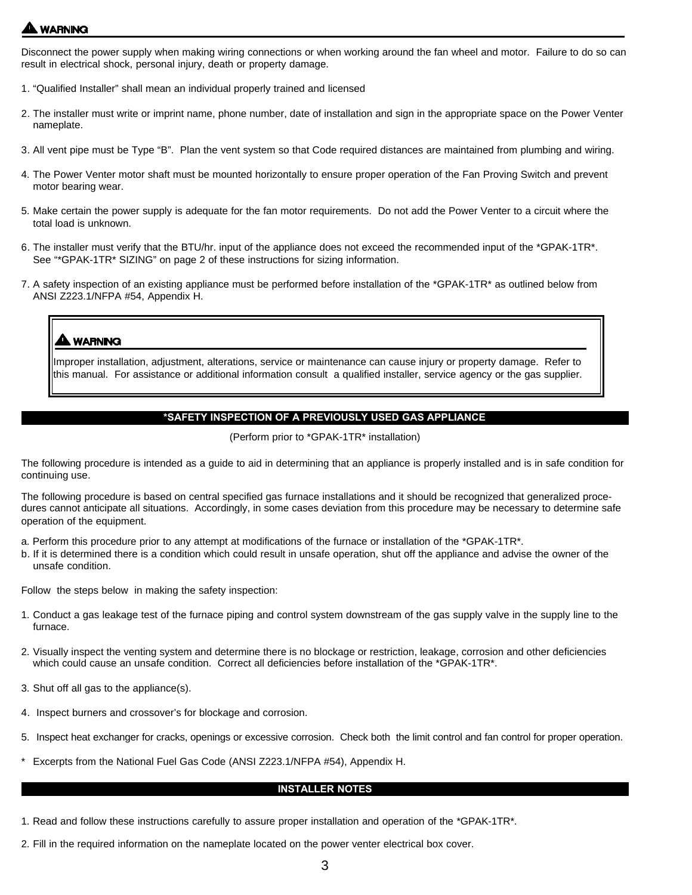## ⚠ WARNING

Disconnect the power supply when making wiring connections or when working around the fan wheel and motor. Failure to do so can result in electrical shock, personal injury, death or property damage.

1. "Qualified Installer" shall mean an individual properly trained and licensed

2. The installer must write or imprint name, phone number, date of installation and sign in the appropriate space on the Power Venter nameplate.

3. All vent pipe must be Type "B". Plan the vent system so that Code required distances are maintained from plumbing and wiring.

4. The Power Venter motor shaft must be mounted horizontally to ensure proper operation of the Fan Proving Switch and prevent motor bearing wear.

5. Make certain the power supply is adequate for the fan motor requirements. Do not add the Power Venter to a circuit where the total load is unknown.

6. The installer must verify that the BTU/hr. input of the appliance does not exceed the recommended input of the *GPAK-1TR*. See "*GPAK-1TR* SIZING" on page 2 of these instructions for sizing information.

7. A safety inspection of an existing appliance must be performed before installation of the *GPAK-1TR* as outlined below from ANSI Z223.1/NFPA #54, Appendix H.

> **⚠ WARNING**
>
> Improper installation, adjustment, alterations, service or maintenance can cause injury or property damage. Refer to this manual. For assistance or additional information consult a qualified installer, service agency or the gas supplier.

## *SAFETY INSPECTION OF A PREVIOUSLY USED GAS APPLIANCE

(Perform prior to *GPAK-1TR* installation)

The following procedure is intended as a guide to aid in determining that an appliance is properly installed and is in safe condition for continuing use.

The following procedure is based on central specified gas furnace installations and it should be recognized that generalized procedures cannot anticipate all situations. Accordingly, in some cases deviation from this procedure may be necessary to determine safe operation of the equipment.

a. Perform this procedure prior to any attempt at modifications of the furnace or installation of the *GPAK-1TR*.
b. If it is determined there is a condition which could result in unsafe operation, shut off the appliance and advise the owner of the unsafe condition.

Follow the steps below in making the safety inspection:

1. Conduct a gas leakage test of the furnace piping and control system downstream of the gas supply valve in the supply line to the furnace.

2. Visually inspect the venting system and determine there is no blockage or restriction, leakage, corrosion and other deficiencies which could cause an unsafe condition. Correct all deficiencies before installation of the *GPAK-1TR*.

3. Shut off all gas to the appliance(s).

4. Inspect burners and crossover's for blockage and corrosion.

5. Inspect heat exchanger for cracks, openings or excessive corrosion. Check both the limit control and fan control for proper operation.

\* Excerpts from the National Fuel Gas Code (ANSI Z223.1/NFPA #54), Appendix H.

## INSTALLER NOTES

1. Read and follow these instructions carefully to assure proper installation and operation of the *GPAK-1TR*.

2. Fill in the required information on the nameplate located on the power venter electrical box cover.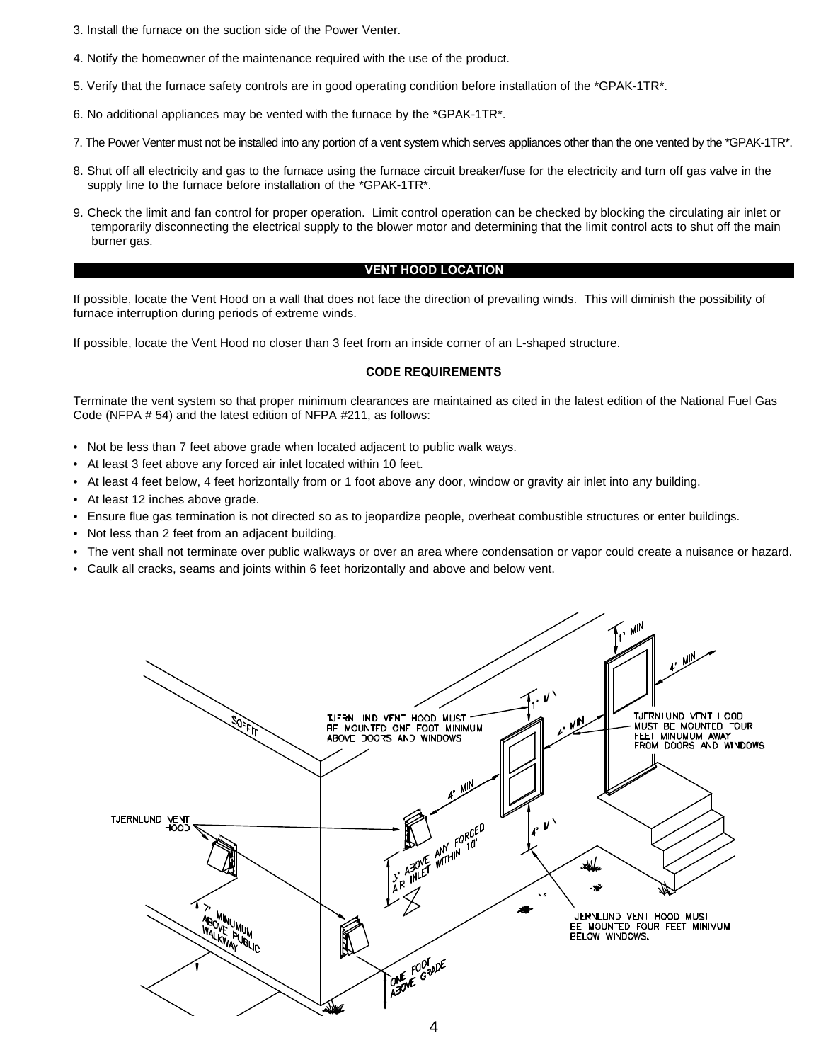3. Install the furnace on the suction side of the Power Venter.

4. Notify the homeowner of the maintenance required with the use of the product.

5. Verify that the furnace safety controls are in good operating condition before installation of the *GPAK-1TR*.

6. No additional appliances may be vented with the furnace by the *GPAK-1TR*.

7. The Power Venter must not be installed into any portion of a vent system which serves appliances other than the one vented by the *GPAK-1TR*.

8. Shut off all electricity and gas to the furnace using the furnace circuit breaker/fuse for the electricity and turn off gas valve in the supply line to the furnace before installation of the *GPAK-1TR*.

9. Check the limit and fan control for proper operation. Limit control operation can be checked by blocking the circulating air inlet or temporarily disconnecting the electrical supply to the blower motor and determining that the limit control acts to shut off the main burner gas.

## VENT HOOD LOCATION

If possible, locate the Vent Hood on a wall that does not face the direction of prevailing winds. This will diminish the possibility of furnace interruption during periods of extreme winds.

If possible, locate the Vent Hood no closer than 3 feet from an inside corner of an L-shaped structure.

### CODE REQUIREMENTS

Terminate the vent system so that proper minimum clearances are maintained as cited in the latest edition of the National Fuel Gas Code (NFPA # 54) and the latest edition of NFPA #211, as follows:

- Not be less than 7 feet above grade when located adjacent to public walk ways.
- At least 3 feet above any forced air inlet located within 10 feet.
- At least 4 feet below, 4 feet horizontally from or 1 foot above any door, window or gravity air inlet into any building.
- At least 12 inches above grade.
- Ensure flue gas termination is not directed so as to jeopardize people, overheat combustible structures or enter buildings.
- Not less than 2 feet from an adjacent building.
- The vent shall not terminate over public walkways or over an area where condensation or vapor could create a nuisance or hazard.
- Caulk all cracks, seams and joints within 6 feet horizontally and above and below vent.

SOFFIT

TJERNLUND VENT HOOD MUST BE MOUNTED ONE FOOT MINIMUM ABOVE DOORS AND WINDOWS

TJERNLUND VENT HOOD MUST BE MOUNTED FOUR FEET MINUMUM AWAY FROM DOORS AND WINDOWS

TJERNLUND VENT HOOD

1' MIN

4' MIN

3' ABOVE ANY FORCED AIR INLET WITHIN 10'

7' MINUMUM ABOVE PUBLIC WALKWAY

ONE FOOT ABOVE GRADE

TJERNLUND VENT HOOD MUST BE MOUNTED FOUR FEET MINIMUM BELOW WINDOWS.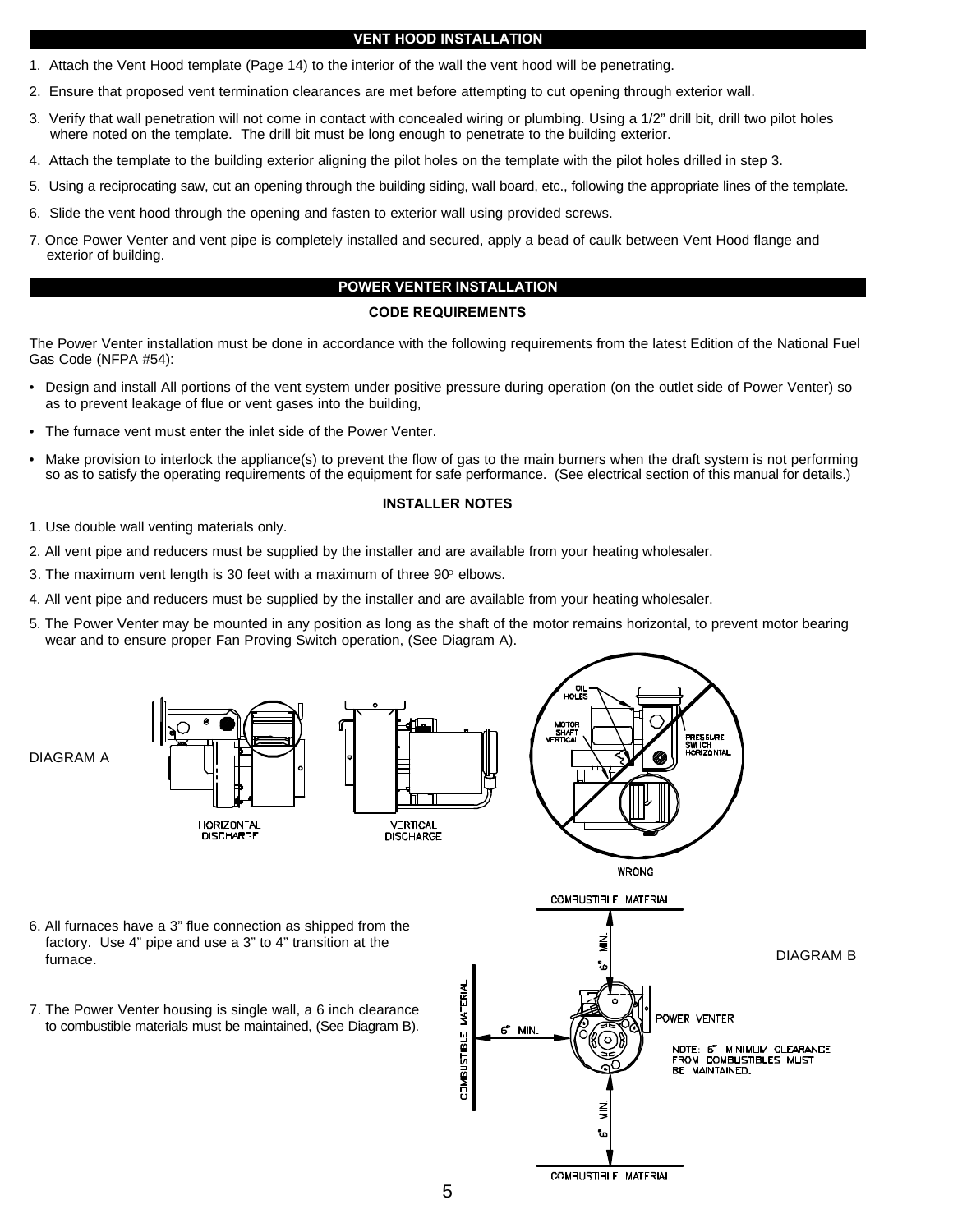## VENT HOOD INSTALLATION

1. Attach the Vent Hood template (Page 14) to the interior of the wall the vent hood will be penetrating.
2. Ensure that proposed vent termination clearances are met before attempting to cut opening through exterior wall.
3. Verify that wall penetration will not come in contact with concealed wiring or plumbing. Using a 1/2" drill bit, drill two pilot holes where noted on the template. The drill bit must be long enough to penetrate to the building exterior.
4. Attach the template to the building exterior aligning the pilot holes on the template with the pilot holes drilled in step 3.
5. Using a reciprocating saw, cut an opening through the building siding, wall board, etc., following the appropriate lines of the template.
6. Slide the vent hood through the opening and fasten to exterior wall using provided screws.
7. Once Power Venter and vent pipe is completely installed and secured, apply a bead of caulk between Vent Hood flange and exterior of building.

## POWER VENTER INSTALLATION

### CODE REQUIREMENTS

The Power Venter installation must be done in accordance with the following requirements from the latest Edition of the National Fuel Gas Code (NFPA #54):

- Design and install All portions of the vent system under positive pressure during operation (on the outlet side of Power Venter) so as to prevent leakage of flue or vent gases into the building,
- The furnace vent must enter the inlet side of the Power Venter.
- Make provision to interlock the appliance(s) to prevent the flow of gas to the main burners when the draft system is not performing so as to satisfy the operating requirements of the equipment for safe performance. (See electrical section of this manual for details.)

### INSTALLER NOTES

1. Use double wall venting materials only.
2. All vent pipe and reducers must be supplied by the installer and are available from your heating wholesaler.
3. The maximum vent length is 30 feet with a maximum of three 90° elbows.
4. All vent pipe and reducers must be supplied by the installer and are available from your heating wholesaler.
5. The Power Venter may be mounted in any position as long as the shaft of the motor remains horizontal, to prevent motor bearing wear and to ensure proper Fan Proving Switch operation, (See Diagram A).

DIAGRAM A

HORIZONTAL DISCHARGE

VERTICAL DISCHARGE

OIL HOLES

MOTOR SHAFT VERTICAL

PRESSURE SWITCH HORIZONTAL

WRONG

6. All furnaces have a 3" flue connection as shipped from the factory. Use 4" pipe and use a 3" to 4" transition at the furnace.
7. The Power Venter housing is single wall, a 6 inch clearance to combustible materials must be maintained, (See Diagram B).

DIAGRAM B

COMBUSTIBLE MATERIAL

6" MIN.

POWER VENTER

NOTE: 6" MINIMUM CLEARANCE FROM COMBUSTIBLES MUST BE MAINTAINED.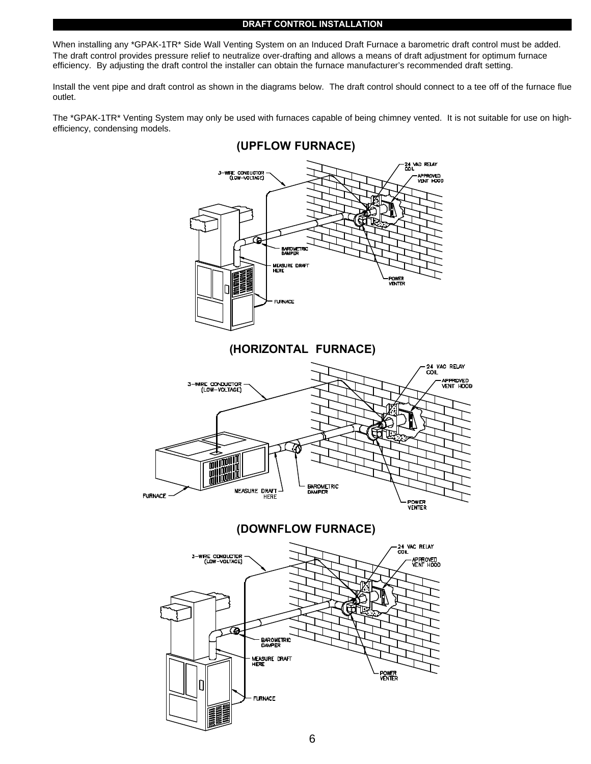## DRAFT CONTROL INSTALLATION

When installing any *GPAK-1TR* Side Wall Venting System on an Induced Draft Furnace a barometric draft control must be added. The draft control provides pressure relief to neutralize over-drafting and allows a means of draft adjustment for optimum furnace efficiency. By adjusting the draft control the installer can obtain the furnace manufacturer's recommended draft setting.

Install the vent pipe and draft control as shown in the diagrams below. The draft control should connect to a tee off of the furnace flue outlet.

The *GPAK-1TR* Venting System may only be used with furnaces capable of being chimney vented. It is not suitable for use on high-efficiency, condensing models.

### (UPFLOW FURNACE)

### (HORIZONTAL FURNACE)

### (DOWNFLOW FURNACE)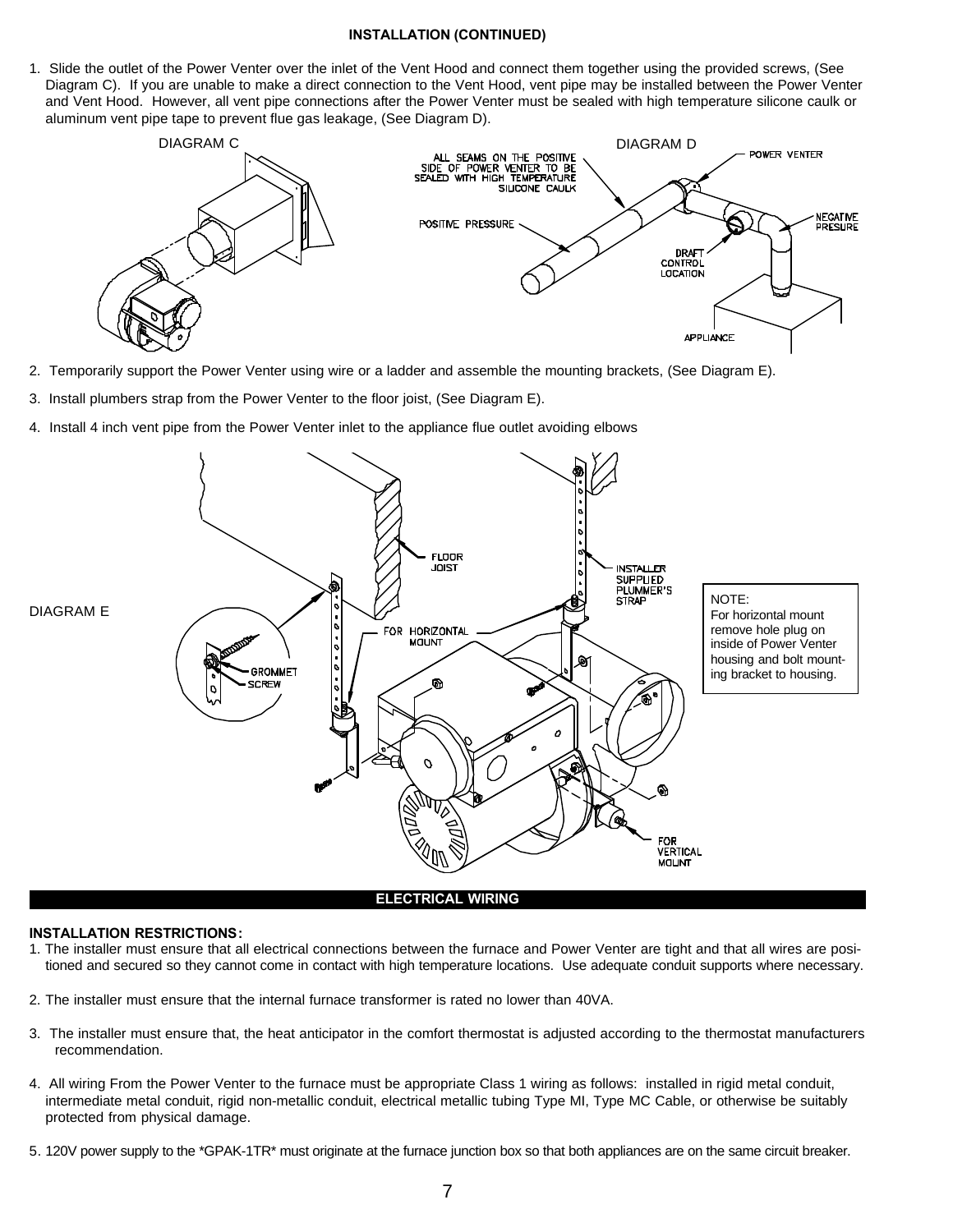## INSTALLATION (CONTINUED)

1. Slide the outlet of the Power Venter over the inlet of the Vent Hood and connect them together using the provided screws, (See Diagram C). If you are unable to make a direct connection to the Vent Hood, vent pipe may be installed between the Power Venter and Vent Hood. However, all vent pipe connections after the Power Venter must be sealed with high temperature silicone caulk or aluminum vent pipe tape to prevent flue gas leakage, (See Diagram D).

DIAGRAM C

DIAGRAM D

ALL SEAMS ON THE POSITIVE SIDE OF POWER VENTER TO BE SEALED WITH HIGH TEMPERATURE SILICONE CAULK

POWER VENTER

POSITIVE PRESSURE

NEGATIVE PRESURE

DRAFT CONTROL LOCATION

APPLIANCE

2. Temporarily support the Power Venter using wire or a ladder and assemble the mounting brackets, (See Diagram E).
3. Install plumbers strap from the Power Venter to the floor joist, (See Diagram E).
4. Install 4 inch vent pipe from the Power Venter inlet to the appliance flue outlet avoiding elbows

DIAGRAM E

FLOOR JOIST

INSTALLER SUPPLIED PLUMMER'S STRAP

FOR HORIZONTAL MOUNT

GROMMET SCREW

FOR VERTICAL MOUNT

NOTE:
For horizontal mount remove hole plug on inside of Power Venter housing and bolt mounting bracket to housing.

## ELECTRICAL WIRING

**INSTALLATION RESTRICTIONS:**

1. The installer must ensure that all electrical connections between the furnace and Power Venter are tight and that all wires are positioned and secured so they cannot come in contact with high temperature locations. Use adequate conduit supports where necessary.
2. The installer must ensure that the internal furnace transformer is rated no lower than 40VA.
3. The installer must ensure that, the heat anticipator in the comfort thermostat is adjusted according to the thermostat manufacturers recommendation.
4. All wiring From the Power Venter to the furnace must be appropriate Class 1 wiring as follows: installed in rigid metal conduit, intermediate metal conduit, rigid non-metallic conduit, electrical metallic tubing Type MI, Type MC Cable, or otherwise be suitably protected from physical damage.
5. 120V power supply to the *GPAK-1TR* must originate at the furnace junction box so that both appliances are on the same circuit breaker.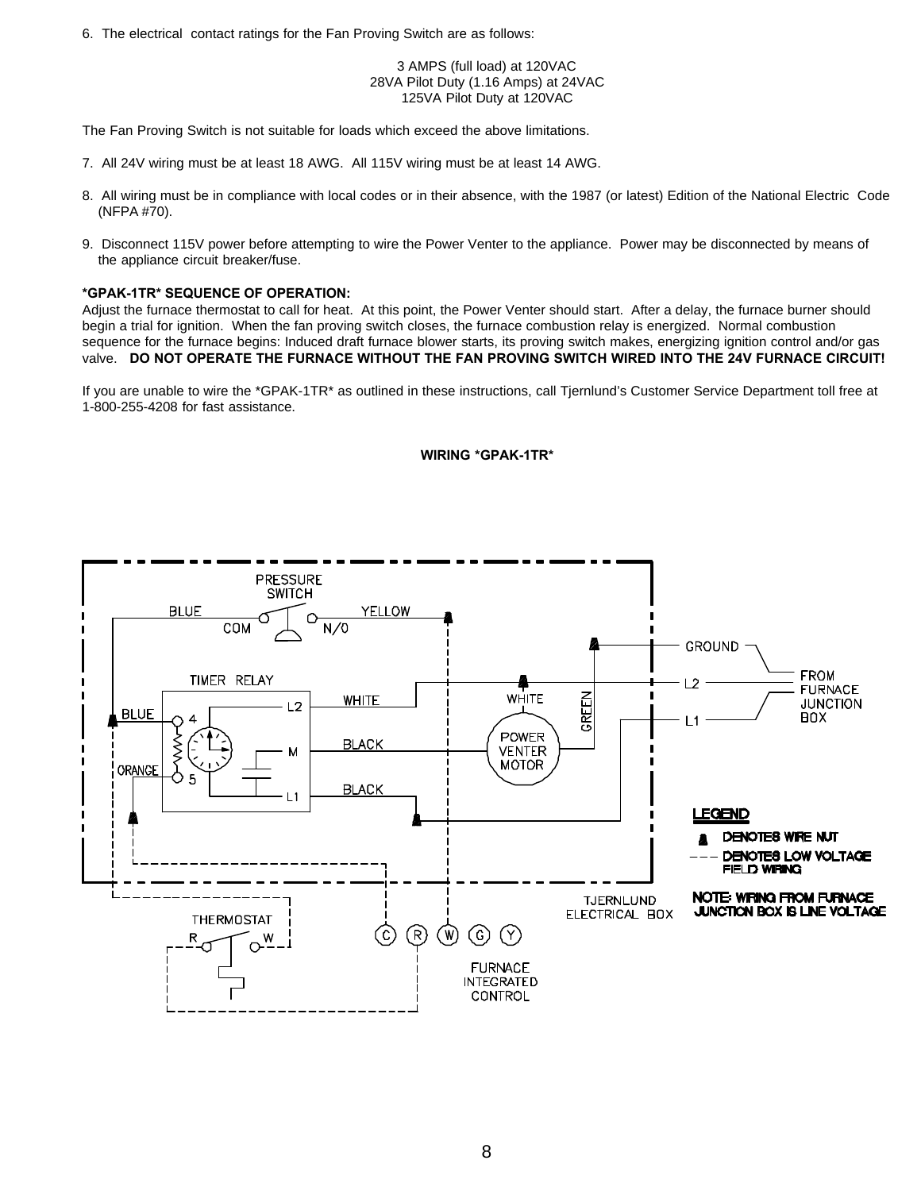6. The electrical contact ratings for the Fan Proving Switch are as follows:

3 AMPS (full load) at 120VAC
28VA Pilot Duty (1.16 Amps) at 24VAC
125VA Pilot Duty at 120VAC

The Fan Proving Switch is not suitable for loads which exceed the above limitations.

7. All 24V wiring must be at least 18 AWG. All 115V wiring must be at least 14 AWG.

8. All wiring must be in compliance with local codes or in their absence, with the 1987 (or latest) Edition of the National Electric Code (NFPA #70).

9. Disconnect 115V power before attempting to wire the Power Venter to the appliance. Power may be disconnected by means of the appliance circuit breaker/fuse.

**\*GPAK-1TR\* SEQUENCE OF OPERATION:**
Adjust the furnace thermostat to call for heat. At this point, the Power Venter should start. After a delay, the furnace burner should begin a trial for ignition. When the fan proving switch closes, the furnace combustion relay is energized. Normal combustion sequence for the furnace begins: Induced draft furnace blower starts, its proving switch makes, energizing ignition control and/or gas valve. **DO NOT OPERATE THE FURNACE WITHOUT THE FAN PROVING SWITCH WIRED INTO THE 24V FURNACE CIRCUIT!**

If you are unable to wire the *GPAK-1TR* as outlined in these instructions, call Tjernlund's Customer Service Department toll free at 1-800-255-4208 for fast assistance.

**WIRING \*GPAK-1TR\***

PRESSURE SWITCH
BLUE COM N/O YELLOW
TIMER RELAY
BLUE 4 L2 WHITE
M BLACK
ORANGE 5 L1 BLACK
WHITE POWER VENTER MOTOR GREEN
GROUND
L2
L1
FROM FURNACE JUNCTION BOX

**LEGEND**
DENOTES WIRE NUT
DENOTES LOW VOLTAGE FIELD WIRING

**NOTE: WIRING FROM FURNACE JUNCTION BOX IS LINE VOLTAGE**

TJERNLUND ELECTRICAL BOX
THERMOSTAT R W
C R W G Y
FURNACE INTEGRATED CONTROL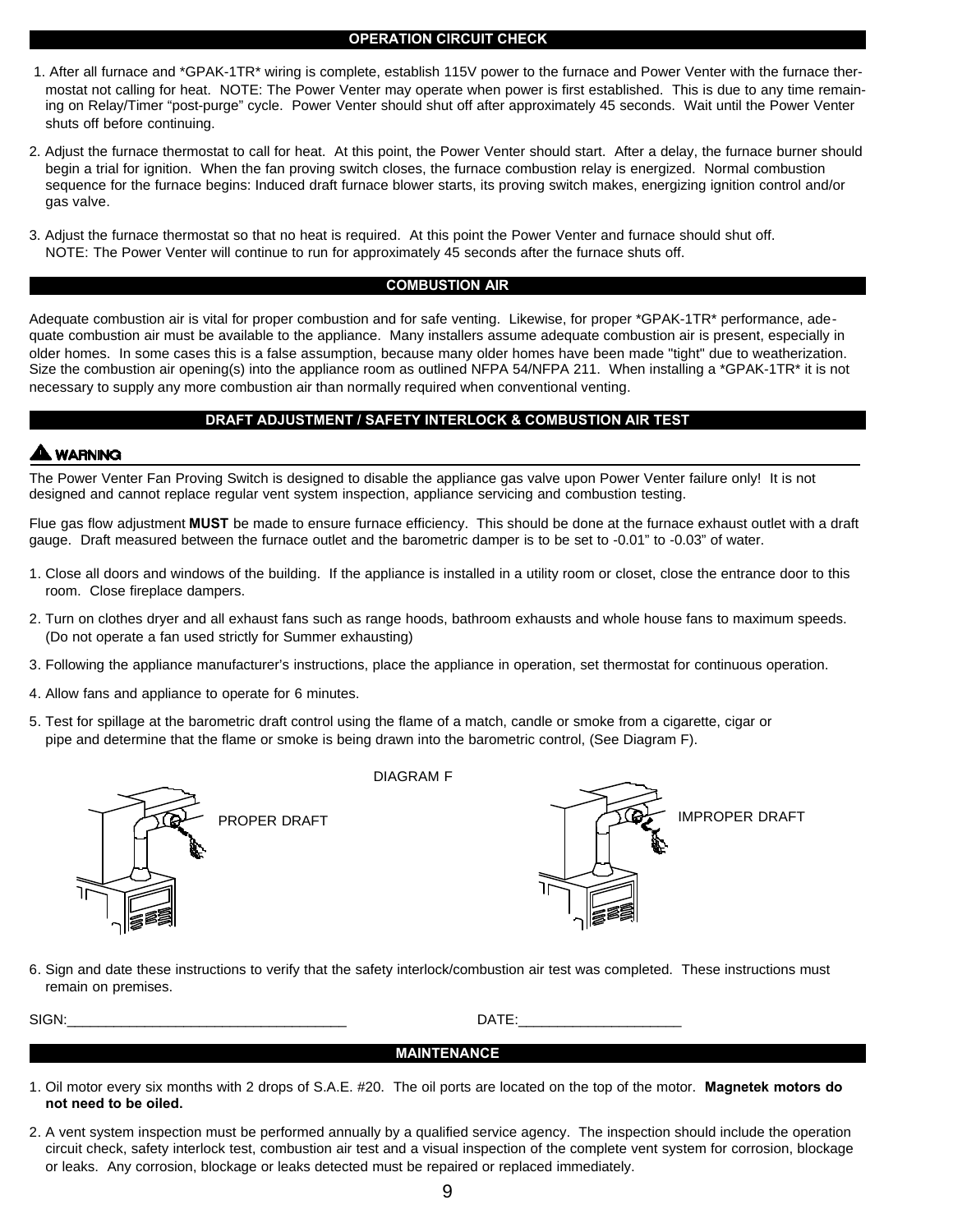## OPERATION CIRCUIT CHECK

1. After all furnace and *GPAK-1TR* wiring is complete, establish 115V power to the furnace and Power Venter with the furnace thermostat not calling for heat. NOTE: The Power Venter may operate when power is first established. This is due to any time remaining on Relay/Timer "post-purge" cycle. Power Venter should shut off after approximately 45 seconds. Wait until the Power Venter shuts off before continuing.
2. Adjust the furnace thermostat to call for heat. At this point, the Power Venter should start. After a delay, the furnace burner should begin a trial for ignition. When the fan proving switch closes, the furnace combustion relay is energized. Normal combustion sequence for the furnace begins: Induced draft furnace blower starts, its proving switch makes, energizing ignition control and/or gas valve.
3. Adjust the furnace thermostat so that no heat is required. At this point the Power Venter and furnace should shut off. NOTE: The Power Venter will continue to run for approximately 45 seconds after the furnace shuts off.

## COMBUSTION AIR

Adequate combustion air is vital for proper combustion and for safe venting. Likewise, for proper *GPAK-1TR* performance, adequate combustion air must be available to the appliance. Many installers assume adequate combustion air is present, especially in older homes. In some cases this is a false assumption, because many older homes have been made "tight" due to weatherization. Size the combustion air opening(s) into the appliance room as outlined NFPA 54/NFPA 211. When installing a *GPAK-1TR* it is not necessary to supply any more combustion air than normally required when conventional venting.

## DRAFT ADJUSTMENT / SAFETY INTERLOCK & COMBUSTION AIR TEST

**⚠ WARNING**

The Power Venter Fan Proving Switch is designed to disable the appliance gas valve upon Power Venter failure only! It is not designed and cannot replace regular vent system inspection, appliance servicing and combustion testing.

Flue gas flow adjustment **MUST** be made to ensure furnace efficiency. This should be done at the furnace exhaust outlet with a draft gauge. Draft measured between the furnace outlet and the barometric damper is to be set to -0.01" to -0.03" of water.

1. Close all doors and windows of the building. If the appliance is installed in a utility room or closet, close the entrance door to this room. Close fireplace dampers.
2. Turn on clothes dryer and all exhaust fans such as range hoods, bathroom exhausts and whole house fans to maximum speeds. (Do not operate a fan used strictly for Summer exhausting)
3. Following the appliance manufacturer's instructions, place the appliance in operation, set thermostat for continuous operation.
4. Allow fans and appliance to operate for 6 minutes.
5. Test for spillage at the barometric draft control using the flame of a match, candle or smoke from a cigarette, cigar or pipe and determine that the flame or smoke is being drawn into the barometric control, (See Diagram F).

DIAGRAM F

PROPER DRAFT

IMPROPER DRAFT

6. Sign and date these instructions to verify that the safety interlock/combustion air test was completed. These instructions must remain on premises.

SIGN:___________________________________ DATE:____________________

## MAINTENANCE

1. Oil motor every six months with 2 drops of S.A.E. #20. The oil ports are located on the top of the motor. **Magnetek motors do not need to be oiled.**
2. A vent system inspection must be performed annually by a qualified service agency. The inspection should include the operation circuit check, safety interlock test, combustion air test and a visual inspection of the complete vent system for corrosion, blockage or leaks. Any corrosion, blockage or leaks detected must be repaired or replaced immediately.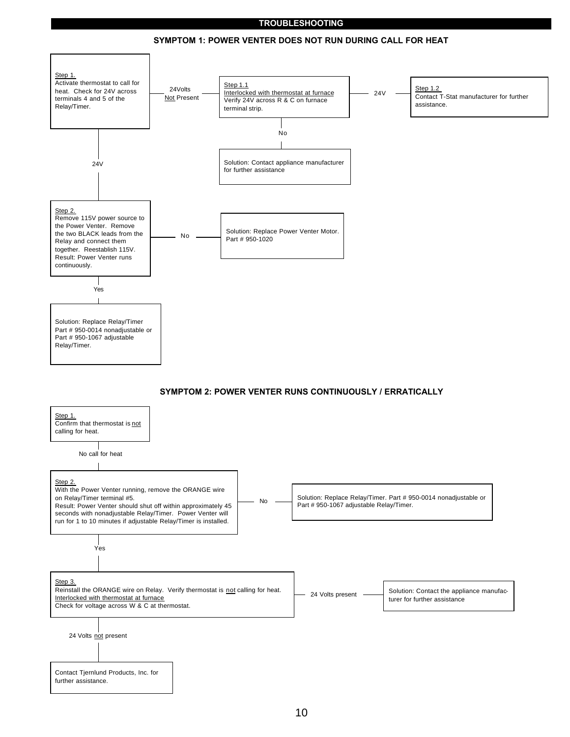## TROUBLESHOOTING

### SYMPTOM 1: POWER VENTER DOES NOT RUN DURING CALL FOR HEAT

**Step 1.**
Activate thermostat to call for heat. Check for 24V across terminals 4 and 5 of the Relay/Timer.

- 24Volts Not Present → **Step 1.1**
  Interlocked with thermostat at furnace
  Verify 24V across R & C on furnace terminal strip.
  - 24V → **Step 1.2**
    Contact T-Stat manufacturer for further assistance.
  - No → Solution: Contact appliance manufacturer for further assistance
- 24V → **Step 2.**
  Remove 115V power source to the Power Venter. Remove the two BLACK leads from the Relay and connect them together. Reestablish 115V. Result: Power Venter runs continuously.
  - No → Solution: Replace Power Venter Motor. Part # 950-1020
  - Yes → Solution: Replace Relay/Timer Part # 950-0014 nonadjustable or Part # 950-1067 adjustable Relay/Timer.

### SYMPTOM 2: POWER VENTER RUNS CONTINUOUSLY / ERRATICALLY

**Step 1.**
Confirm that thermostat is not calling for heat.

- No call for heat → **Step 2.**
  With the Power Venter running, remove the ORANGE wire on Relay/Timer terminal #5.
  Result: Power Venter should shut off within approximately 45 seconds with nonadjustable Relay/Timer. Power Venter will run for 1 to 10 minutes if adjustable Relay/Timer is installed.
  - No → Solution: Replace Relay/Timer. Part # 950-0014 nonadjustable or Part # 950-1067 adjustable Relay/Timer.
  - Yes → **Step 3.**
    Reinstall the ORANGE wire on Relay. Verify thermostat is not calling for heat.
    Interlocked with thermostat at furnace
    Check for voltage across W & C at thermostat.
    - 24 Volts present → Solution: Contact the appliance manufacturer for further assistance
    - 24 Volts not present → Contact Tjernlund Products, Inc. for further assistance.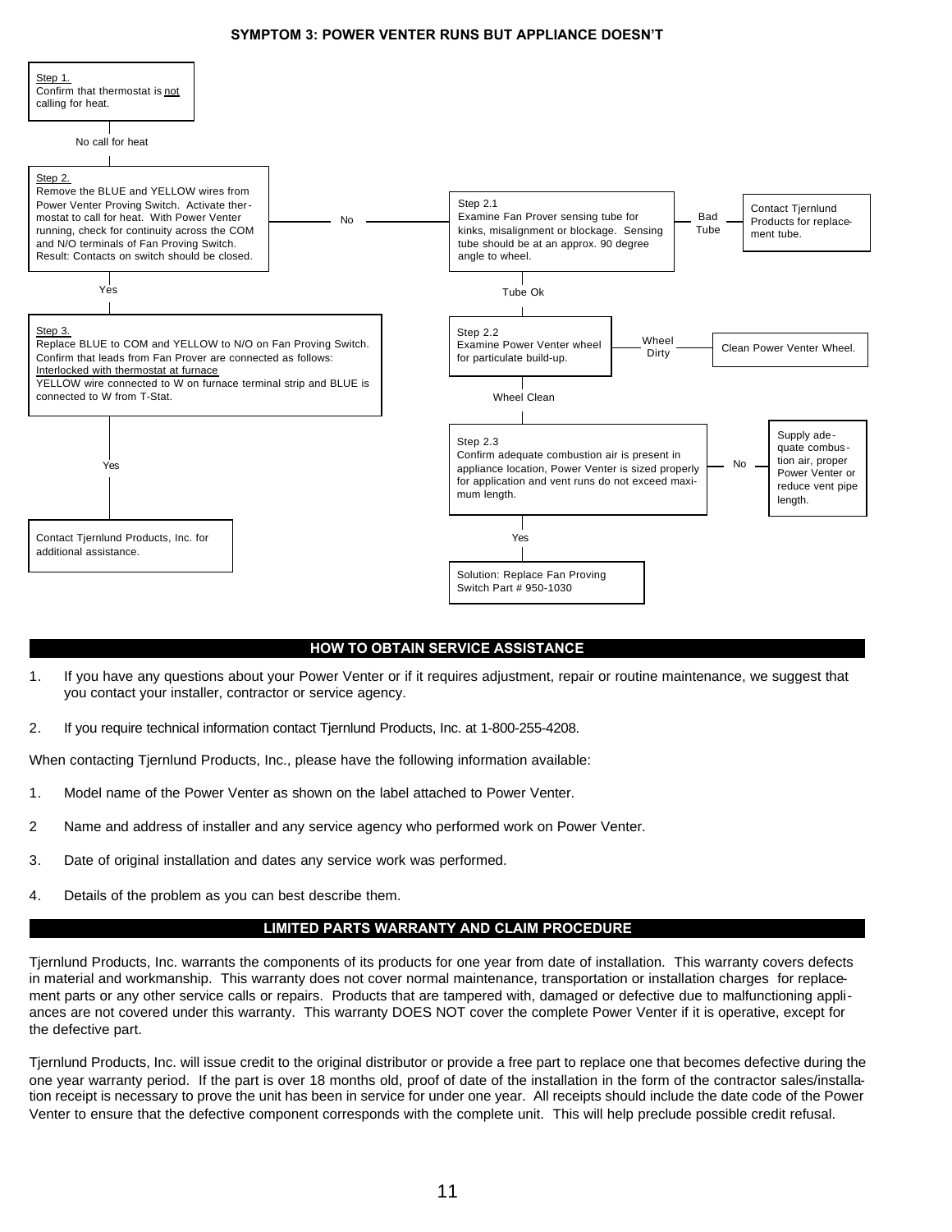## SYMPTOM 3: POWER VENTER RUNS BUT APPLIANCE DOESN'T

**Step 1.**
Confirm that thermostat is not calling for heat.

No call for heat

**Step 2.**
Remove the BLUE and YELLOW wires from Power Venter Proving Switch. Activate thermostat to call for heat. With Power Venter running, check for continuity across the COM and N/O terminals of Fan Proving Switch. Result: Contacts on switch should be closed.

- No → **Step 2.1**
  Examine Fan Prover sensing tube for kinks, misalignment or blockage. Sensing tube should be at an approx. 90 degree angle to wheel.
  - Bad Tube → Contact Tjernlund Products for replacement tube.
  - Tube Ok → **Step 2.2**
    Examine Power Venter wheel for particulate build-up.
    - Wheel Dirty → Clean Power Venter Wheel.
    - Wheel Clean → **Step 2.3**
      Confirm adequate combustion air is present in appliance location, Power Venter is sized properly for application and vent runs do not exceed maximum length.
      - No → Supply adequate combustion air, proper Power Venter or reduce vent pipe length.
      - Yes → Solution: Replace Fan Proving Switch Part # 950-1030

- Yes → **Step 3.**
  Replace BLUE to COM and YELLOW to N/O on Fan Proving Switch. Confirm that leads from Fan Prover are connected as follows:
  Interlocked with thermostat at furnace
  YELLOW wire connected to W on furnace terminal strip and BLUE is connected to W from T-Stat.
  - Yes → Contact Tjernlund Products, Inc. for additional assistance.

## HOW TO OBTAIN SERVICE ASSISTANCE

1. If you have any questions about your Power Venter or if it requires adjustment, repair or routine maintenance, we suggest that you contact your installer, contractor or service agency.

2. If you require technical information contact Tjernlund Products, Inc. at 1-800-255-4208.

When contacting Tjernlund Products, Inc., please have the following information available:

1. Model name of the Power Venter as shown on the label attached to Power Venter.

2 Name and address of installer and any service agency who performed work on Power Venter.

3. Date of original installation and dates any service work was performed.

4. Details of the problem as you can best describe them.

## LIMITED PARTS WARRANTY AND CLAIM PROCEDURE

Tjernlund Products, Inc. warrants the components of its products for one year from date of installation. This warranty covers defects in material and workmanship. This warranty does not cover normal maintenance, transportation or installation charges for replacement parts or any other service calls or repairs. Products that are tampered with, damaged or defective due to malfunctioning appliances are not covered under this warranty. This warranty DOES NOT cover the complete Power Venter if it is operative, except for the defective part.

Tjernlund Products, Inc. will issue credit to the original distributor or provide a free part to replace one that becomes defective during the one year warranty period. If the part is over 18 months old, proof of date of the installation in the form of the contractor sales/installation receipt is necessary to prove the unit has been in service for under one year. All receipts should include the date code of the Power Venter to ensure that the defective component corresponds with the complete unit. This will help preclude possible credit refusal.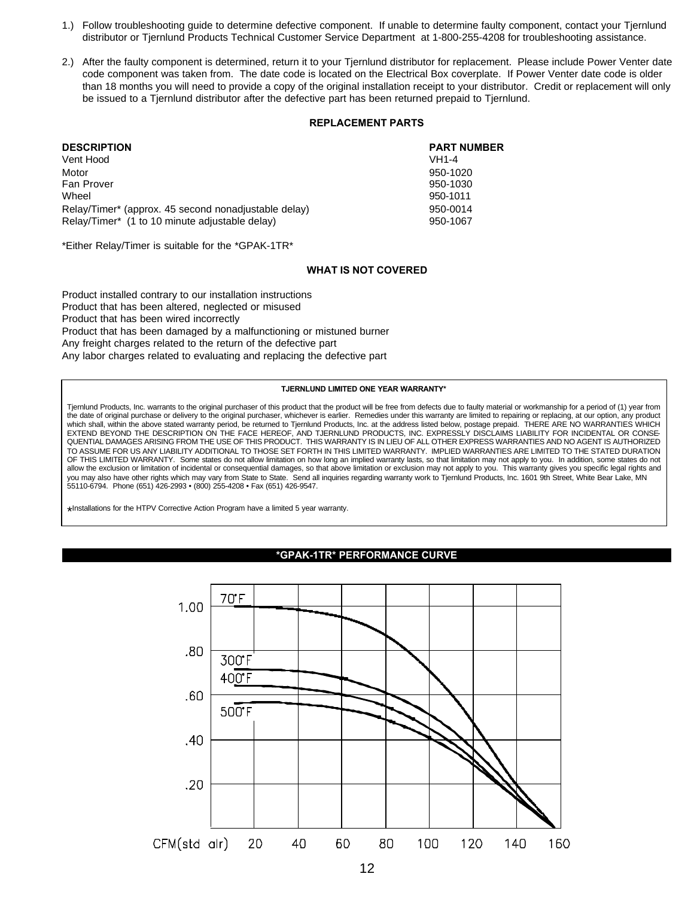1.) Follow troubleshooting guide to determine defective component. If unable to determine faulty component, contact your Tjernlund distributor or Tjernlund Products Technical Customer Service Department at 1-800-255-4208 for troubleshooting assistance.

2.) After the faulty component is determined, return it to your Tjernlund distributor for replacement. Please include Power Venter date code component was taken from. The date code is located on the Electrical Box coverplate. If Power Venter date code is older than 18 months you will need to provide a copy of the original installation receipt to your distributor. Credit or replacement will only be issued to a Tjernlund distributor after the defective part has been returned prepaid to Tjernlund.

## REPLACEMENT PARTS

| DESCRIPTION | PART NUMBER |
|---|---|
| Vent Hood | VH1-4 |
| Motor | 950-1020 |
| Fan Prover | 950-1030 |
| Wheel | 950-1011 |
| Relay/Timer* (approx. 45 second nonadjustable delay) | 950-0014 |
| Relay/Timer* (1 to 10 minute adjustable delay) | 950-1067 |

*Either Relay/Timer is suitable for the *GPAK-1TR*

## WHAT IS NOT COVERED

Product installed contrary to our installation instructions
Product that has been altered, neglected or misused
Product that has been wired incorrectly
Product that has been damaged by a malfunctioning or mistuned burner
Any freight charges related to the return of the defective part
Any labor charges related to evaluating and replacing the defective part

### TJERNLUND LIMITED ONE YEAR WARRANTY*

Tjernlund Products, Inc. warrants to the original purchaser of this product that the product will be free from defects due to faulty material or workmanship for a period of (1) year from the date of original purchase or delivery to the original purchaser, whichever is earlier. Remedies under this warranty are limited to repairing or replacing, at our option, any product which shall, within the above stated warranty period, be returned to Tjernlund Products, Inc. at the address listed below, postage prepaid. THERE ARE NO WARRANTIES WHICH EXTEND BEYOND THE DESCRIPTION ON THE FACE HEREOF, AND TJERNLUND PRODUCTS, INC. EXPRESSLY DISCLAIMS LIABILITY FOR INCIDENTAL OR CONSEQUENTIAL DAMAGES ARISING FROM THE USE OF THIS PRODUCT. THIS WARRANTY IS IN LIEU OF ALL OTHER EXPRESS WARRANTIES AND NO AGENT IS AUTHORIZED TO ASSUME FOR US ANY LIABILITY ADDITIONAL TO THOSE SET FORTH IN THIS LIMITED WARRANTY. IMPLIED WARRANTIES ARE LIMITED TO THE STATED DURATION OF THIS LIMITED WARRANTY. Some states do not allow limitation on how long an implied warranty lasts, so that limitation may not apply to you. In addition, some states do not allow the exclusion or limitation of incidental or consequential damages, so that above limitation or exclusion may not apply to you. This warranty gives you specific legal rights and you may also have other rights which may vary from State to State. Send all inquiries regarding warranty work to Tjernlund Products, Inc. 1601 9th Street, White Bear Lake, MN 55110-6794. Phone (651) 426-2993 • (800) 255-4208 • Fax (651) 426-9547.

*Installations for the HTPV Corrective Action Program have a limited 5 year warranty.

## *GPAK-1TR* PERFORMANCE CURVE

70°F
300°F
400°F
500°F

1.00
.80
.60
.40
.20

CFM(std air) 20 40 60 80 100 120 140 160